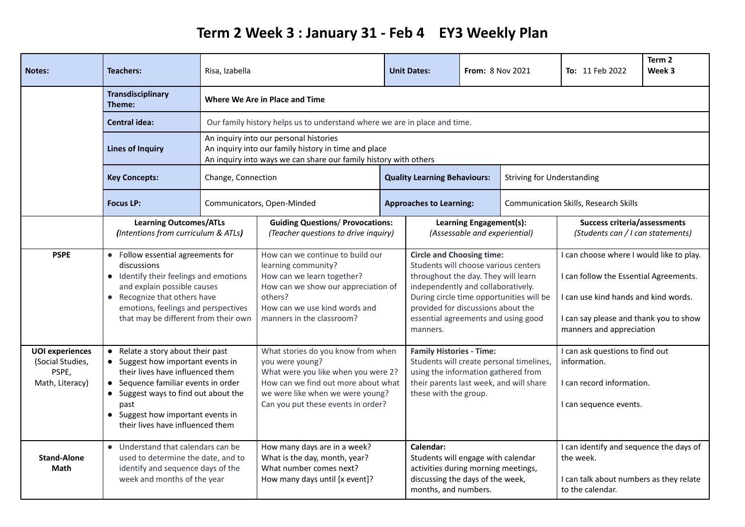# Term 2 Week 3 : January 31 - Feb 4 EY3 Weekly Plan

| Notes: | Teachers: | Risa, Izabella | Unit Dates: | From: 8 Nov 2021 | To: 11 Feb 2022 | Term 2 Week 3 |
|---|---|---|---|---|---|---|
| | **Transdisciplinary Theme:** | **Where We Are in Place and Time** | | | | |
| | **Central idea:** | Our family history helps us to understand where we are in place and time. | | | | |
| | **Lines of Inquiry** | An inquiry into our personal histories<br>An inquiry into our family history in time and place<br>An inquiry into ways we can share our family history with others | | | | |
| | **Key Concepts:** | Change, Connection | **Quality Learning Behaviours:** | Striving for Understanding | | |
| | **Focus LP:** | Communicators, Open-Minded | **Approaches to Learning:** | Communication Skills, Research Skills | | |

| | **Learning Outcomes/ATLs** *(Intentions from curriculum & ATLs)* | **Guiding Questions/ Provocations:** *(Teacher questions to drive inquiry)* | **Learning Engagement(s):** *(Assessable and experiential)* | **Success criteria/assessments** *(Students can / I can statements)* |
|---|---|---|---|---|
| **PSPE** | • Follow essential agreements for discussions<br>• Identify their feelings and emotions and explain possible causes<br>• Recognize that others have emotions, feelings and perspectives that may be different from their own | How can we continue to build our learning community?<br>How can we learn together?<br>How can we show our appreciation of others?<br>How can we use kind words and manners in the classroom? | **Circle and Choosing time:**<br>Students will choose various centers throughout the day. They will learn independently and collaboratively. During circle time opportunities will be provided for discussions about the essential agreements and using good manners. | I can choose where I would like to play.<br><br>I can follow the Essential Agreements.<br><br>I can use kind hands and kind words.<br><br>I can say please and thank you to show manners and appreciation |
| **UOI experiences** (Social Studies, PSPE, Math, Literacy) | • Relate a story about their past<br>• Suggest how important events in their lives have influenced them<br>• Sequence familiar events in order<br>• Suggest ways to find out about the past<br>• Suggest how important events in their lives have influenced them | What stories do you know from when you were young?<br>What were you like when you were 2?<br>How can we find out more about what we were like when we were young?<br>Can you put these events in order? | **Family Histories - Time:**<br>Students will create personal timelines, using the information gathered from their parents last week, and will share these with the group. | I can ask questions to find out information.<br><br>I can record information.<br><br>I can sequence events. |
| **Stand-Alone Math** | • Understand that calendars can be used to determine the date, and to identify and sequence days of the week and months of the year | How many days are in a week?<br>What is the day, month, year?<br>What number comes next?<br>How many days until [x event]? | **Calendar:**<br>Students will engage with calendar activities during morning meetings, discussing the days of the week, months, and numbers. | I can identify and sequence the days of the week.<br><br>I can talk about numbers as they relate to the calendar. |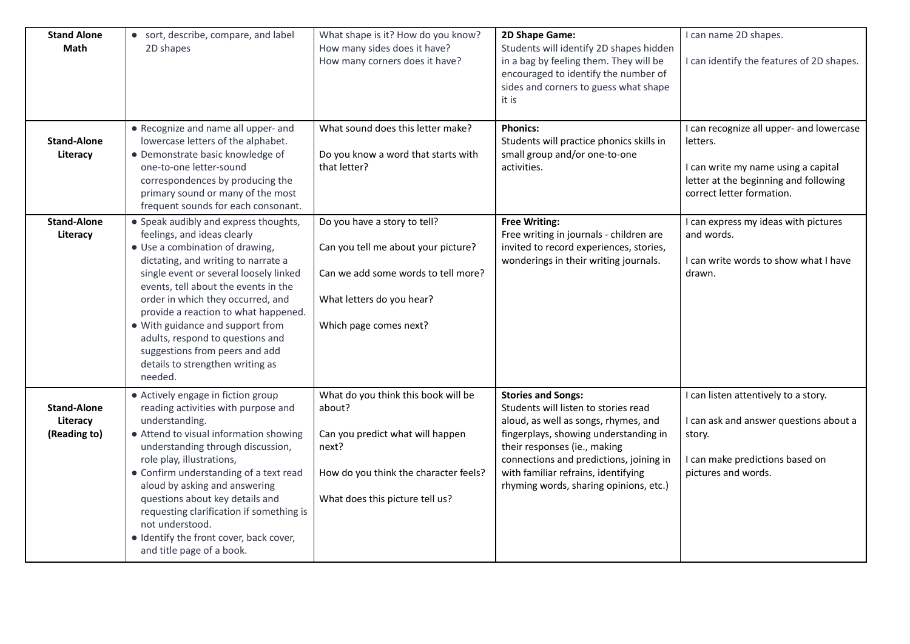| | | | | |
|---|---|---|---|---|
| **Stand Alone Math** | • sort, describe, compare, and label 2D shapes | What shape is it? How do you know?<br>How many sides does it have?<br>How many corners does it have? | **2D Shape Game:**<br>Students will identify 2D shapes hidden in a bag by feeling them. They will be encouraged to identify the number of sides and corners to guess what shape it is | I can name 2D shapes.<br><br>I can identify the features of 2D shapes. |
| **Stand-Alone Literacy** | • Recognize and name all upper- and lowercase letters of the alphabet.<br>• Demonstrate basic knowledge of one-to-one letter-sound correspondences by producing the primary sound or many of the most frequent sounds for each consonant. | What sound does this letter make?<br><br>Do you know a word that starts with that letter? | **Phonics:**<br>Students will practice phonics skills in small group and/or one-to-one activities. | I can recognize all upper- and lowercase letters.<br><br>I can write my name using a capital letter at the beginning and following correct letter formation. |
| **Stand-Alone Literacy** | • Speak audibly and express thoughts, feelings, and ideas clearly<br>• Use a combination of drawing, dictating, and writing to narrate a single event or several loosely linked events, tell about the events in the order in which they occurred, and provide a reaction to what happened.<br>• With guidance and support from adults, respond to questions and suggestions from peers and add details to strengthen writing as needed. | Do you have a story to tell?<br><br>Can you tell me about your picture?<br><br>Can we add some words to tell more?<br><br>What letters do you hear?<br><br>Which page comes next? | **Free Writing:**<br>Free writing in journals - children are invited to record experiences, stories, wonderings in their writing journals. | I can express my ideas with pictures and words.<br><br>I can write words to show what I have drawn. |
| **Stand-Alone Literacy (Reading to)** | • Actively engage in fiction group reading activities with purpose and understanding.<br>• Attend to visual information showing understanding through discussion, role play, illustrations,<br>• Confirm understanding of a text read aloud by asking and answering questions about key details and requesting clarification if something is not understood.<br>• Identify the front cover, back cover, and title page of a book. | What do you think this book will be about?<br><br>Can you predict what will happen next?<br><br>How do you think the character feels?<br><br>What does this picture tell us? | **Stories and Songs:**<br>Students will listen to stories read aloud, as well as songs, rhymes, and fingerplays, showing understanding in their responses (ie., making connections and predictions, joining in with familiar refrains, identifying rhyming words, sharing opinions, etc.) | I can listen attentively to a story.<br><br>I can ask and answer questions about a story.<br><br>I can make predictions based on pictures and words. |